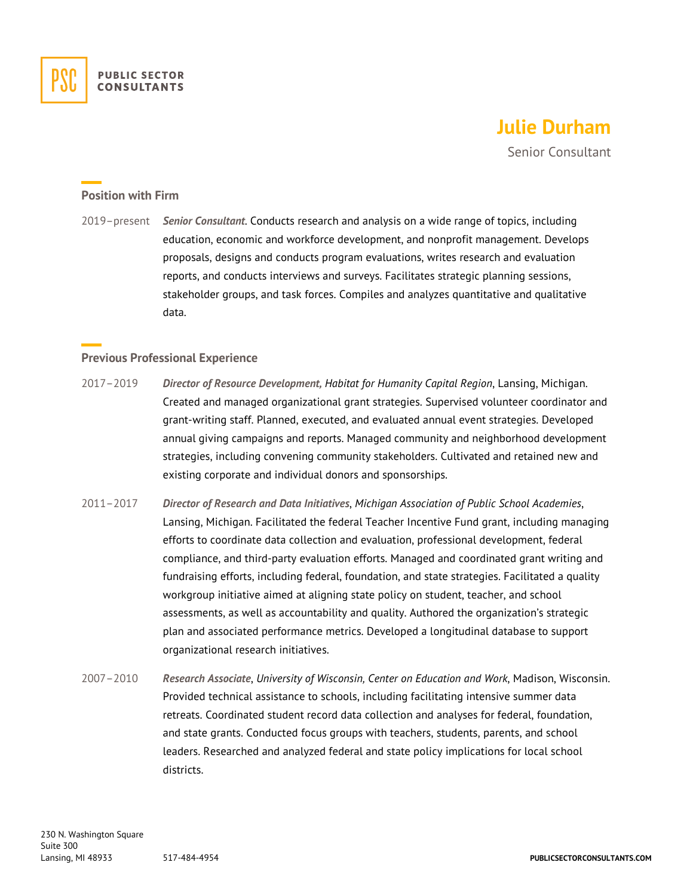PSC PUBLIC SECTOR CONSULTANTS

# Julie Durham

Senior Consultant

## Position with Firm

2019–present **_Senior Consultant_**. Conducts research and analysis on a wide range of topics, including education, economic and workforce development, and nonprofit management. Develops proposals, designs and conducts program evaluations, writes research and evaluation reports, and conducts interviews and surveys. Facilitates strategic planning sessions, stakeholder groups, and task forces. Compiles and analyzes quantitative and qualitative data.

## Previous Professional Experience

2017–2019 **_Director of Resource Development,_** *Habitat for Humanity Capital Region*, Lansing, Michigan. Created and managed organizational grant strategies. Supervised volunteer coordinator and grant-writing staff. Planned, executed, and evaluated annual event strategies. Developed annual giving campaigns and reports. Managed community and neighborhood development strategies, including convening community stakeholders. Cultivated and retained new and existing corporate and individual donors and sponsorships.

2011–2017 **_Director of Research and Data Initiatives_**, *Michigan Association of Public School Academies*, Lansing, Michigan. Facilitated the federal Teacher Incentive Fund grant, including managing efforts to coordinate data collection and evaluation, professional development, federal compliance, and third-party evaluation efforts. Managed and coordinated grant writing and fundraising efforts, including federal, foundation, and state strategies. Facilitated a quality workgroup initiative aimed at aligning state policy on student, teacher, and school assessments, as well as accountability and quality. Authored the organization's strategic plan and associated performance metrics. Developed a longitudinal database to support organizational research initiatives.

2007–2010 **_Research Associate_**, *University of Wisconsin, Center on Education and Work*, Madison, Wisconsin. Provided technical assistance to schools, including facilitating intensive summer data retreats. Coordinated student record data collection and analyses for federal, foundation, and state grants. Conducted focus groups with teachers, students, parents, and school leaders. Researched and analyzed federal and state policy implications for local school districts.

230 N. Washington Square
Suite 300
Lansing, MI 48933

517-484-4954

PUBLICSECTORCONSULTANTS.COM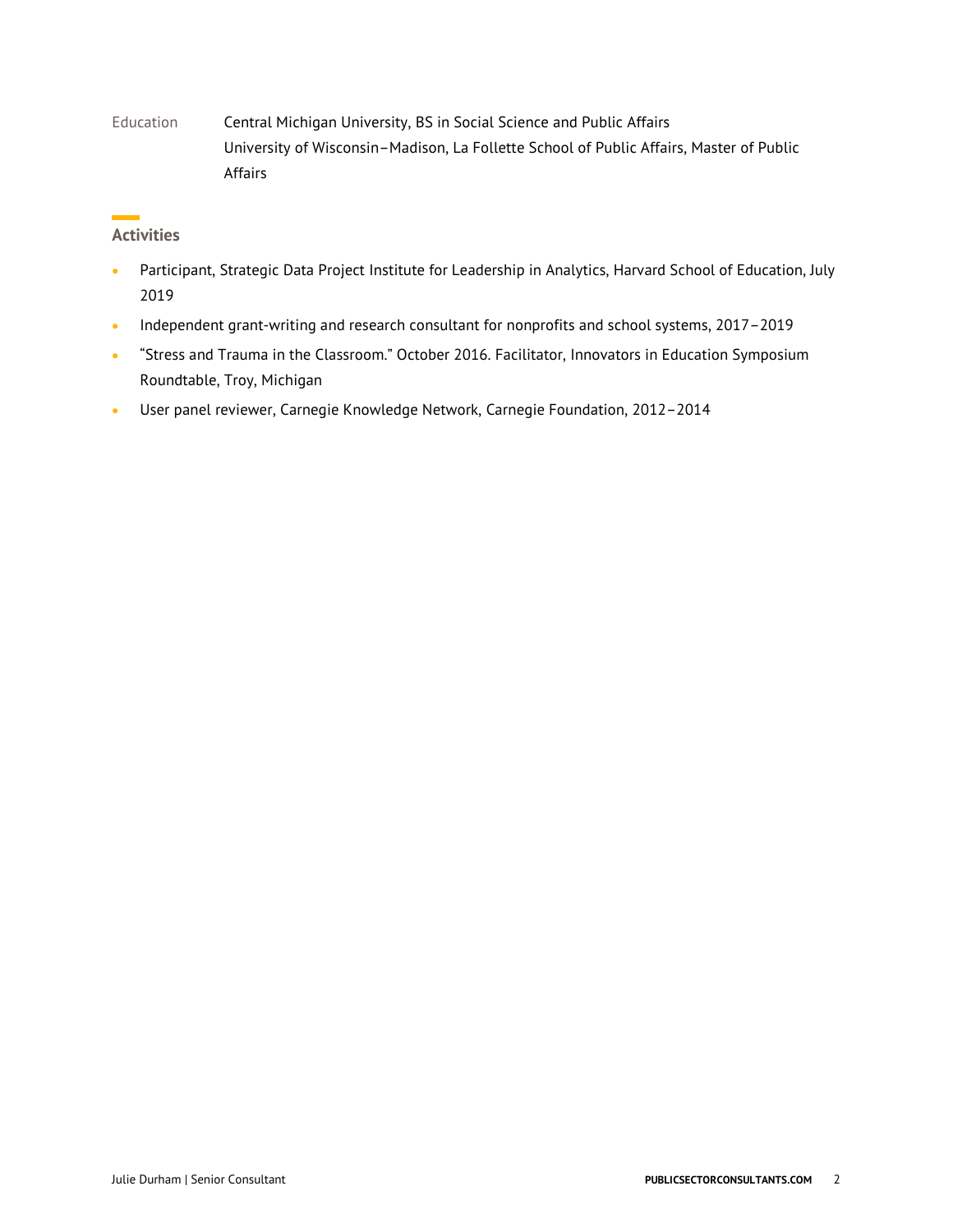Education

Central Michigan University, BS in Social Science and Public Affairs
University of Wisconsin–Madison, La Follette School of Public Affairs, Master of Public Affairs

## Activities

- Participant, Strategic Data Project Institute for Leadership in Analytics, Harvard School of Education, July 2019
- Independent grant-writing and research consultant for nonprofits and school systems, 2017–2019
- "Stress and Trauma in the Classroom." October 2016. Facilitator, Innovators in Education Symposium Roundtable, Troy, Michigan
- User panel reviewer, Carnegie Knowledge Network, Carnegie Foundation, 2012–2014